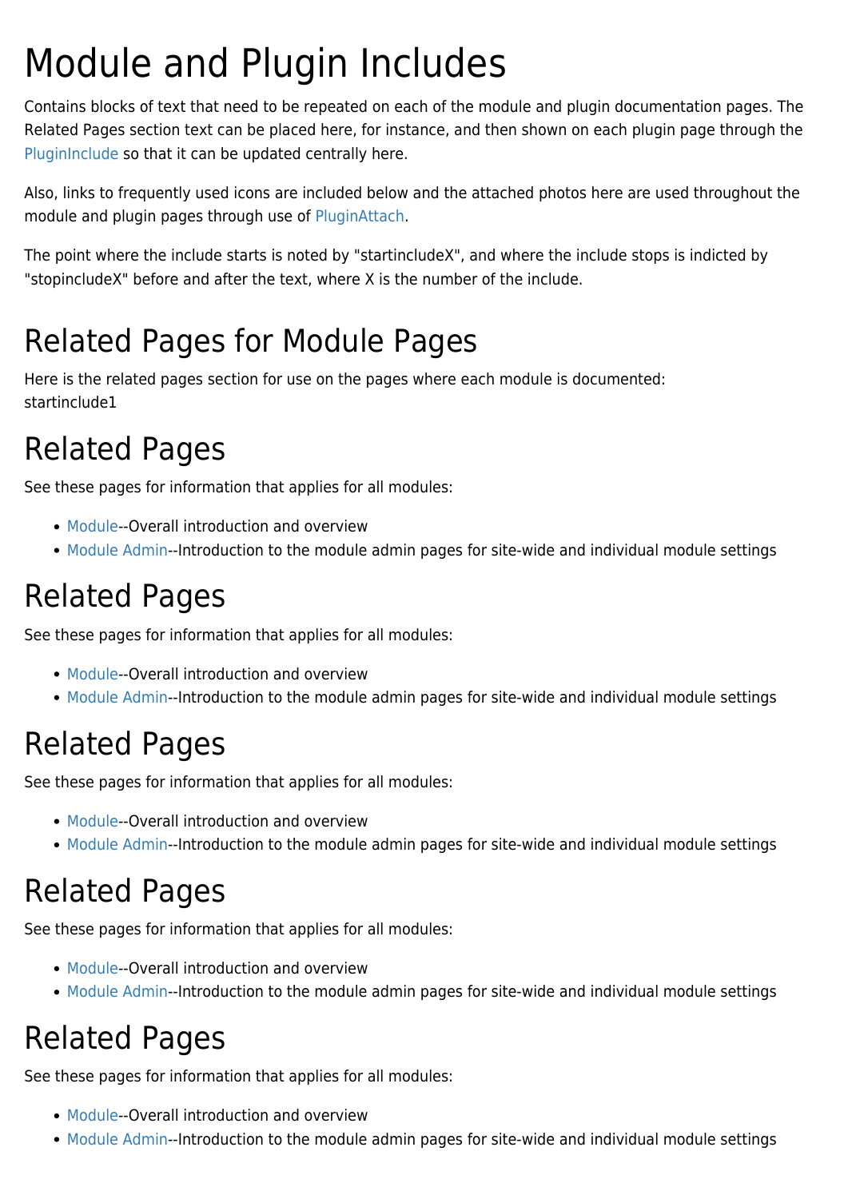# Module and Plugin Includes

Contains blocks of text that need to be repeated on each of the module and plugin documentation pages. The Related Pages section text can be placed here, for instance, and then shown on each plugin page through the PluginInclude so that it can be updated centrally here.

Also, links to frequently used icons are included below and the attached photos here are used throughout the module and plugin pages through use of PluginAttach.

The point where the include starts is noted by "startincludeX", and where the include stops is indicted by "stopincludeX" before and after the text, where X is the number of the include.

# Related Pages for Module Pages

Here is the related pages section for use on the pages where each module is documented:
startinclude1

# Related Pages

See these pages for information that applies for all modules:

- Module--Overall introduction and overview
- Module Admin--Introduction to the module admin pages for site-wide and individual module settings

# Related Pages

See these pages for information that applies for all modules:

- Module--Overall introduction and overview
- Module Admin--Introduction to the module admin pages for site-wide and individual module settings

# Related Pages

See these pages for information that applies for all modules:

- Module--Overall introduction and overview
- Module Admin--Introduction to the module admin pages for site-wide and individual module settings

# Related Pages

See these pages for information that applies for all modules:

- Module--Overall introduction and overview
- Module Admin--Introduction to the module admin pages for site-wide and individual module settings

# Related Pages

See these pages for information that applies for all modules:

- Module--Overall introduction and overview
- Module Admin--Introduction to the module admin pages for site-wide and individual module settings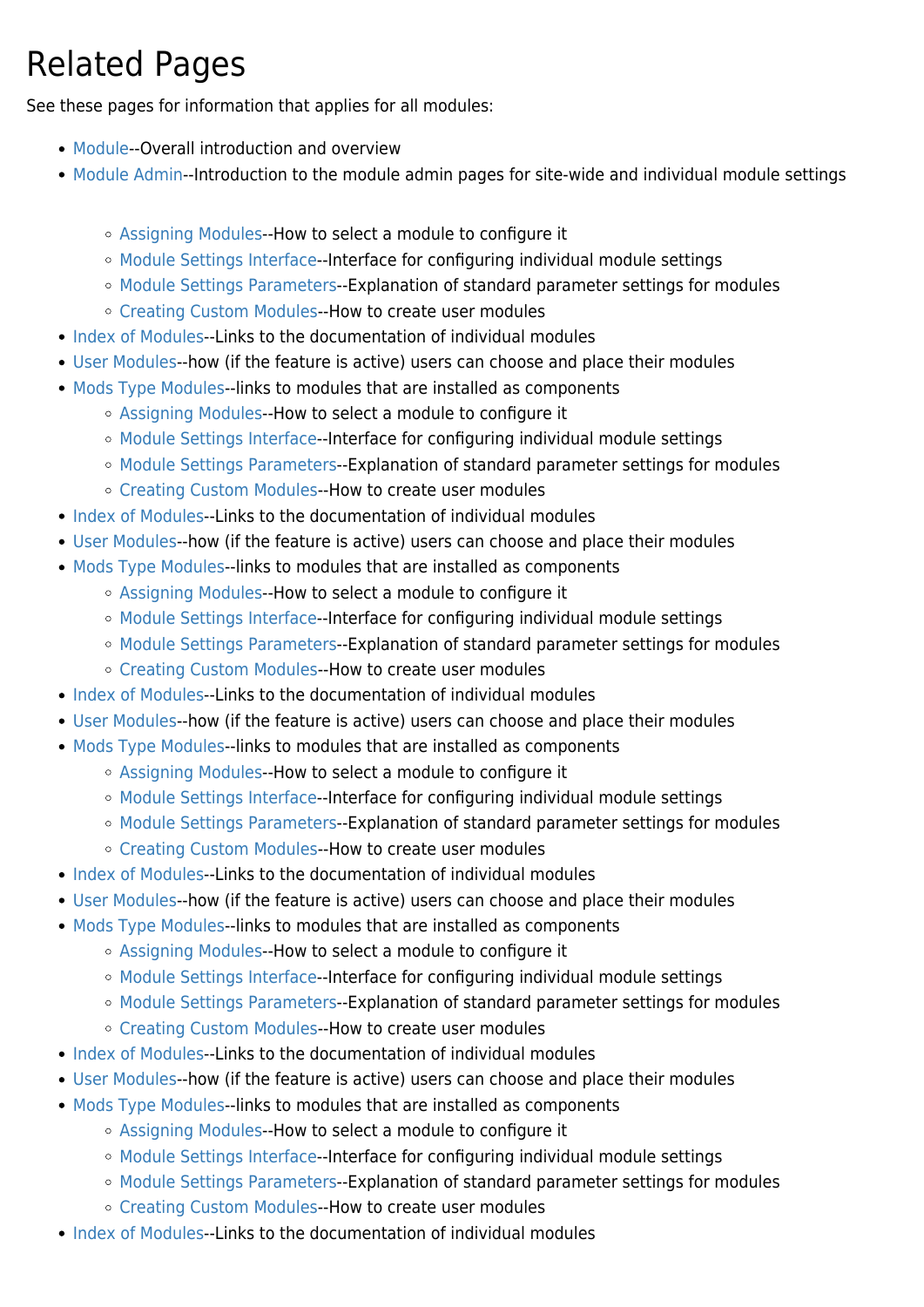# Related Pages

See these pages for information that applies for all modules:

- Module--Overall introduction and overview
- Module Admin--Introduction to the module admin pages for site-wide and individual module settings
  - Assigning Modules--How to select a module to configure it
  - Module Settings Interface--Interface for configuring individual module settings
  - Module Settings Parameters--Explanation of standard parameter settings for modules
  - Creating Custom Modules--How to create user modules
- Index of Modules--Links to the documentation of individual modules
- User Modules--how (if the feature is active) users can choose and place their modules
- Mods Type Modules--links to modules that are installed as components
  - Assigning Modules--How to select a module to configure it
  - Module Settings Interface--Interface for configuring individual module settings
  - Module Settings Parameters--Explanation of standard parameter settings for modules
  - Creating Custom Modules--How to create user modules
- Index of Modules--Links to the documentation of individual modules
- User Modules--how (if the feature is active) users can choose and place their modules
- Mods Type Modules--links to modules that are installed as components
  - Assigning Modules--How to select a module to configure it
  - Module Settings Interface--Interface for configuring individual module settings
  - Module Settings Parameters--Explanation of standard parameter settings for modules
  - Creating Custom Modules--How to create user modules
- Index of Modules--Links to the documentation of individual modules
- User Modules--how (if the feature is active) users can choose and place their modules
- Mods Type Modules--links to modules that are installed as components
  - Assigning Modules--How to select a module to configure it
  - Module Settings Interface--Interface for configuring individual module settings
  - Module Settings Parameters--Explanation of standard parameter settings for modules
  - Creating Custom Modules--How to create user modules
- Index of Modules--Links to the documentation of individual modules
- User Modules--how (if the feature is active) users can choose and place their modules
- Mods Type Modules--links to modules that are installed as components
  - Assigning Modules--How to select a module to configure it
  - Module Settings Interface--Interface for configuring individual module settings
  - Module Settings Parameters--Explanation of standard parameter settings for modules
  - Creating Custom Modules--How to create user modules
- Index of Modules--Links to the documentation of individual modules
- User Modules--how (if the feature is active) users can choose and place their modules
- Mods Type Modules--links to modules that are installed as components
  - Assigning Modules--How to select a module to configure it
  - Module Settings Interface--Interface for configuring individual module settings
  - Module Settings Parameters--Explanation of standard parameter settings for modules
  - Creating Custom Modules--How to create user modules
- Index of Modules--Links to the documentation of individual modules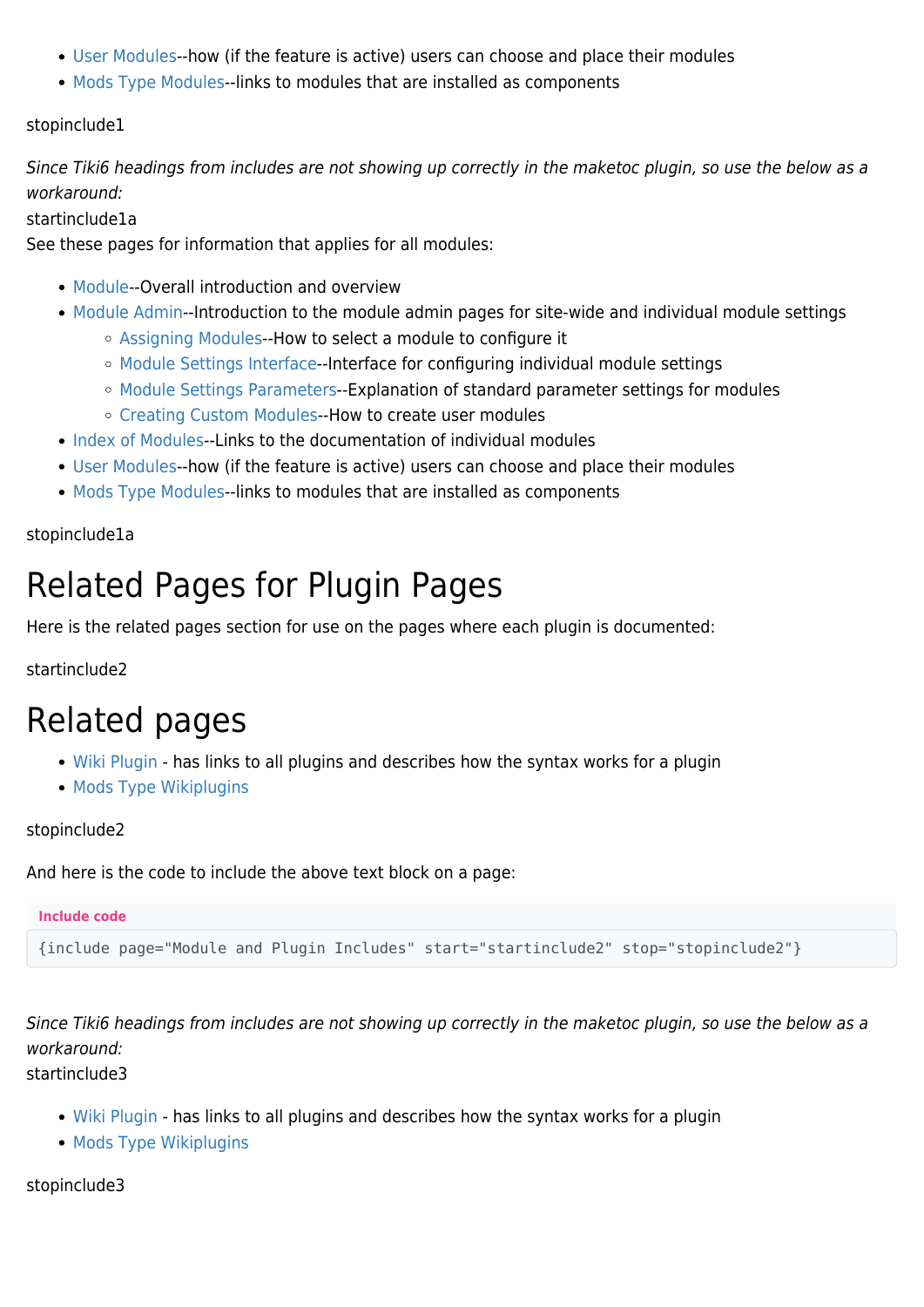- User Modules--how (if the feature is active) users can choose and place their modules
- Mods Type Modules--links to modules that are installed as components

stopinclude1

*Since Tiki6 headings from includes are not showing up correctly in the maketoc plugin, so use the below as a workaround:*
startinclude1a
See these pages for information that applies for all modules:

- Module--Overall introduction and overview
- Module Admin--Introduction to the module admin pages for site-wide and individual module settings
  - Assigning Modules--How to select a module to configure it
  - Module Settings Interface--Interface for configuring individual module settings
  - Module Settings Parameters--Explanation of standard parameter settings for modules
  - Creating Custom Modules--How to create user modules
- Index of Modules--Links to the documentation of individual modules
- User Modules--how (if the feature is active) users can choose and place their modules
- Mods Type Modules--links to modules that are installed as components

stopinclude1a

# Related Pages for Plugin Pages

Here is the related pages section for use on the pages where each plugin is documented:

startinclude2

# Related pages

- Wiki Plugin - has links to all plugins and describes how the syntax works for a plugin
- Mods Type Wikiplugins

stopinclude2

And here is the code to include the above text block on a page:

**Include code**

```
{include page="Module and Plugin Includes" start="startinclude2" stop="stopinclude2"}
```

*Since Tiki6 headings from includes are not showing up correctly in the maketoc plugin, so use the below as a workaround:*
startinclude3

- Wiki Plugin - has links to all plugins and describes how the syntax works for a plugin
- Mods Type Wikiplugins

stopinclude3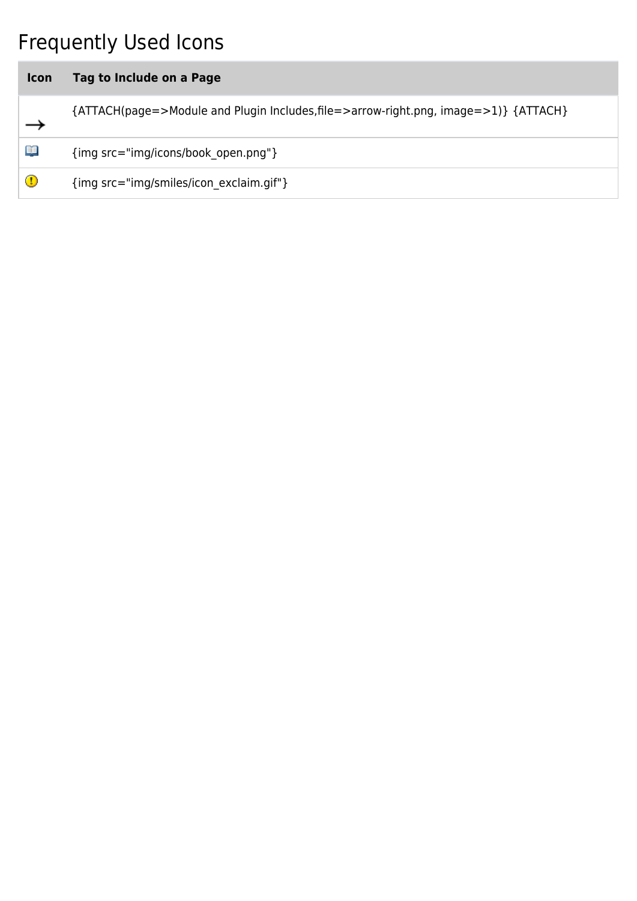# Frequently Used Icons

| Icon | Tag to Include on a Page |
| --- | --- |
| → | {ATTACH(page=>Module and Plugin Includes,file=>arrow-right.png, image=>1)} {ATTACH} |
| | {img src="img/icons/book_open.png"} |
| | {img src="img/smiles/icon_exclaim.gif"} |